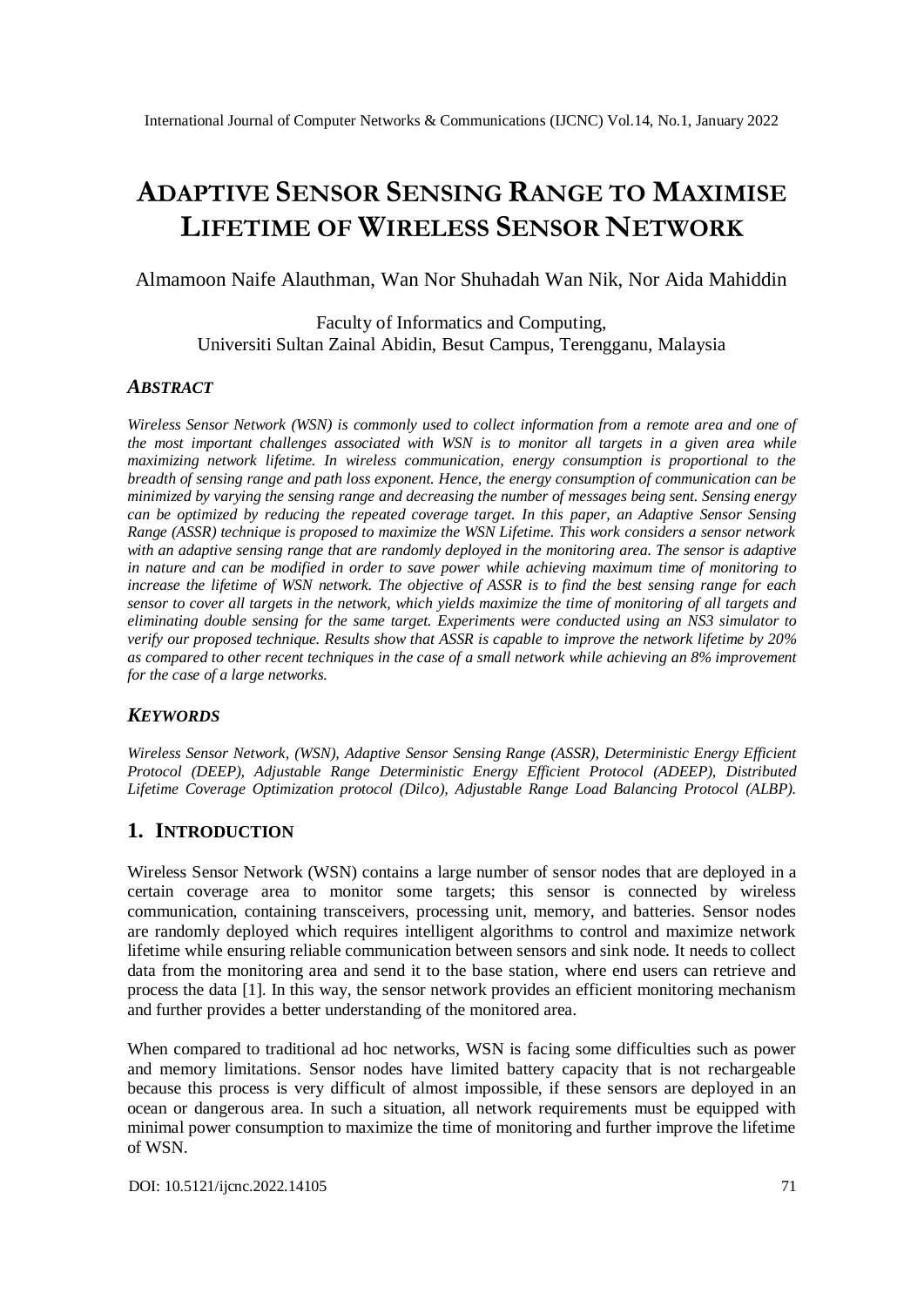# ADAPTIVE SENSOR SENSING RANGE TO MAXIMISE LIFETIME OF WIRELESS SENSOR NETWORK

Almamoon Naife Alauthman, Wan Nor Shuhadah Wan Nik, Nor Aida Mahiddin

Faculty of Informatics and Computing,
Universiti Sultan Zainal Abidin, Besut Campus, Terengganu, Malaysia

### *ABSTRACT*

*Wireless Sensor Network (WSN) is commonly used to collect information from a remote area and one of the most important challenges associated with WSN is to monitor all targets in a given area while maximizing network lifetime. In wireless communication, energy consumption is proportional to the breadth of sensing range and path loss exponent. Hence, the energy consumption of communication can be minimized by varying the sensing range and decreasing the number of messages being sent. Sensing energy can be optimized by reducing the repeated coverage target. In this paper, an Adaptive Sensor Sensing Range (ASSR) technique is proposed to maximize the WSN Lifetime. This work considers a sensor network with an adaptive sensing range that are randomly deployed in the monitoring area. The sensor is adaptive in nature and can be modified in order to save power while achieving maximum time of monitoring to increase the lifetime of WSN network. The objective of ASSR is to find the best sensing range for each sensor to cover all targets in the network, which yields maximize the time of monitoring of all targets and eliminating double sensing for the same target. Experiments were conducted using an NS3 simulator to verify our proposed technique. Results show that ASSR is capable to improve the network lifetime by 20% as compared to other recent techniques in the case of a small network while achieving an 8% improvement for the case of a large networks.*

### *KEYWORDS*

*Wireless Sensor Network, (WSN), Adaptive Sensor Sensing Range (ASSR), Deterministic Energy Efficient Protocol (DEEP), Adjustable Range Deterministic Energy Efficient Protocol (ADEEP), Distributed Lifetime Coverage Optimization protocol (Dilco), Adjustable Range Load Balancing Protocol (ALBP).*

## 1. INTRODUCTION

Wireless Sensor Network (WSN) contains a large number of sensor nodes that are deployed in a certain coverage area to monitor some targets; this sensor is connected by wireless communication, containing transceivers, processing unit, memory, and batteries. Sensor nodes are randomly deployed which requires intelligent algorithms to control and maximize network lifetime while ensuring reliable communication between sensors and sink node. It needs to collect data from the monitoring area and send it to the base station, where end users can retrieve and process the data [1]. In this way, the sensor network provides an efficient monitoring mechanism and further provides a better understanding of the monitored area.

When compared to traditional ad hoc networks, WSN is facing some difficulties such as power and memory limitations. Sensor nodes have limited battery capacity that is not rechargeable because this process is very difficult of almost impossible, if these sensors are deployed in an ocean or dangerous area. In such a situation, all network requirements must be equipped with minimal power consumption to maximize the time of monitoring and further improve the lifetime of WSN.

DOI: 10.5121/ijcnc.2022.14105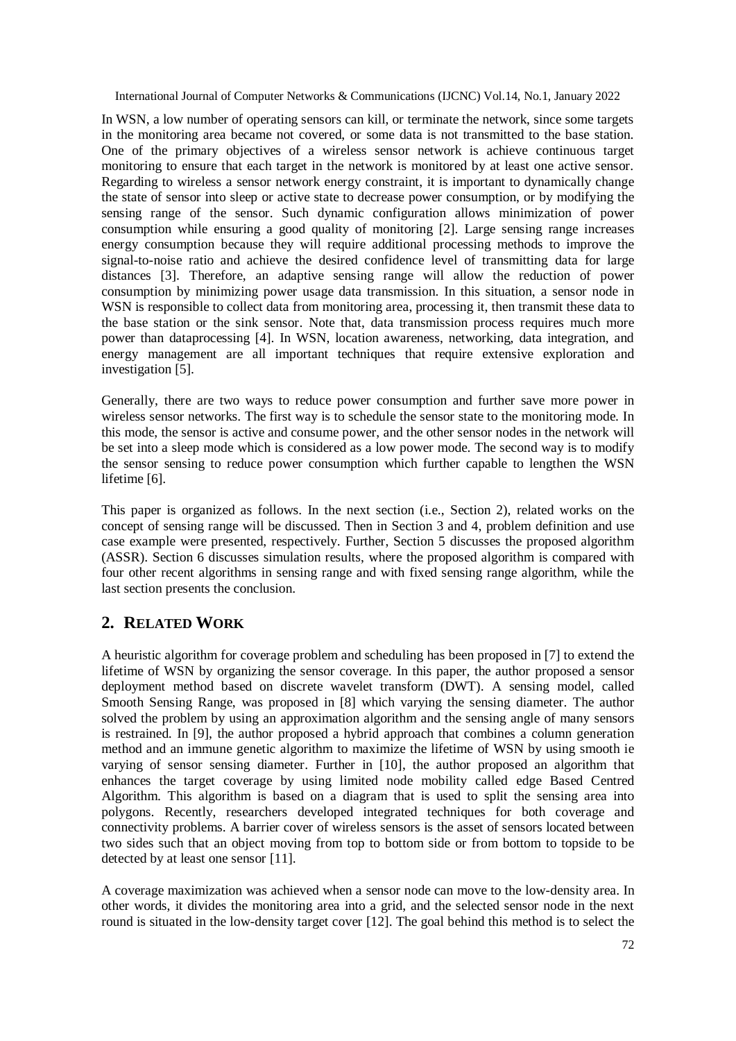In WSN, a low number of operating sensors can kill, or terminate the network, since some targets in the monitoring area became not covered, or some data is not transmitted to the base station. One of the primary objectives of a wireless sensor network is achieve continuous target monitoring to ensure that each target in the network is monitored by at least one active sensor. Regarding to wireless a sensor network energy constraint, it is important to dynamically change the state of sensor into sleep or active state to decrease power consumption, or by modifying the sensing range of the sensor. Such dynamic configuration allows minimization of power consumption while ensuring a good quality of monitoring [2]. Large sensing range increases energy consumption because they will require additional processing methods to improve the signal-to-noise ratio and achieve the desired confidence level of transmitting data for large distances [3]. Therefore, an adaptive sensing range will allow the reduction of power consumption by minimizing power usage data transmission. In this situation, a sensor node in WSN is responsible to collect data from monitoring area, processing it, then transmit these data to the base station or the sink sensor. Note that, data transmission process requires much more power than dataprocessing [4]. In WSN, location awareness, networking, data integration, and energy management are all important techniques that require extensive exploration and investigation [5].

Generally, there are two ways to reduce power consumption and further save more power in wireless sensor networks. The first way is to schedule the sensor state to the monitoring mode. In this mode, the sensor is active and consume power, and the other sensor nodes in the network will be set into a sleep mode which is considered as a low power mode. The second way is to modify the sensor sensing to reduce power consumption which further capable to lengthen the WSN lifetime [6].

This paper is organized as follows. In the next section (i.e., Section 2), related works on the concept of sensing range will be discussed. Then in Section 3 and 4, problem definition and use case example were presented, respectively. Further, Section 5 discusses the proposed algorithm (ASSR). Section 6 discusses simulation results, where the proposed algorithm is compared with four other recent algorithms in sensing range and with fixed sensing range algorithm, while the last section presents the conclusion.

## 2. Related Work

A heuristic algorithm for coverage problem and scheduling has been proposed in [7] to extend the lifetime of WSN by organizing the sensor coverage. In this paper, the author proposed a sensor deployment method based on discrete wavelet transform (DWT). A sensing model, called Smooth Sensing Range, was proposed in [8] which varying the sensing diameter. The author solved the problem by using an approximation algorithm and the sensing angle of many sensors is restrained. In [9], the author proposed a hybrid approach that combines a column generation method and an immune genetic algorithm to maximize the lifetime of WSN by using smooth ie varying of sensor sensing diameter. Further in [10], the author proposed an algorithm that enhances the target coverage by using limited node mobility called edge Based Centred Algorithm. This algorithm is based on a diagram that is used to split the sensing area into polygons. Recently, researchers developed integrated techniques for both coverage and connectivity problems. A barrier cover of wireless sensors is the asset of sensors located between two sides such that an object moving from top to bottom side or from bottom to topside to be detected by at least one sensor [11].

A coverage maximization was achieved when a sensor node can move to the low-density area. In other words, it divides the monitoring area into a grid, and the selected sensor node in the next round is situated in the low-density target cover [12]. The goal behind this method is to select the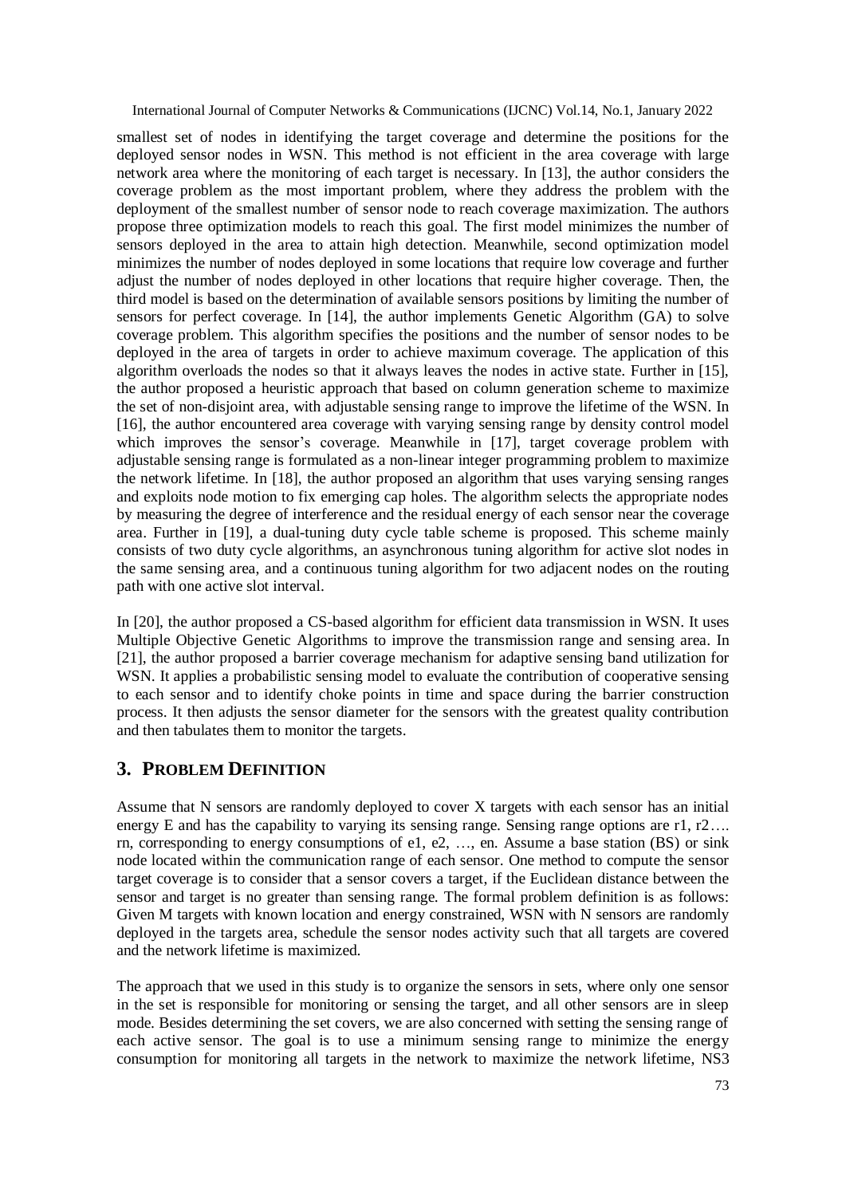smallest set of nodes in identifying the target coverage and determine the positions for the deployed sensor nodes in WSN. This method is not efficient in the area coverage with large network area where the monitoring of each target is necessary. In [13], the author considers the coverage problem as the most important problem, where they address the problem with the deployment of the smallest number of sensor node to reach coverage maximization. The authors propose three optimization models to reach this goal. The first model minimizes the number of sensors deployed in the area to attain high detection. Meanwhile, second optimization model minimizes the number of nodes deployed in some locations that require low coverage and further adjust the number of nodes deployed in other locations that require higher coverage. Then, the third model is based on the determination of available sensors positions by limiting the number of sensors for perfect coverage. In [14], the author implements Genetic Algorithm (GA) to solve coverage problem. This algorithm specifies the positions and the number of sensor nodes to be deployed in the area of targets in order to achieve maximum coverage. The application of this algorithm overloads the nodes so that it always leaves the nodes in active state. Further in [15], the author proposed a heuristic approach that based on column generation scheme to maximize the set of non-disjoint area, with adjustable sensing range to improve the lifetime of the WSN. In [16], the author encountered area coverage with varying sensing range by density control model which improves the sensor's coverage. Meanwhile in [17], target coverage problem with adjustable sensing range is formulated as a non-linear integer programming problem to maximize the network lifetime. In [18], the author proposed an algorithm that uses varying sensing ranges and exploits node motion to fix emerging cap holes. The algorithm selects the appropriate nodes by measuring the degree of interference and the residual energy of each sensor near the coverage area. Further in [19], a dual-tuning duty cycle table scheme is proposed. This scheme mainly consists of two duty cycle algorithms, an asynchronous tuning algorithm for active slot nodes in the same sensing area, and a continuous tuning algorithm for two adjacent nodes on the routing path with one active slot interval.

In [20], the author proposed a CS-based algorithm for efficient data transmission in WSN. It uses Multiple Objective Genetic Algorithms to improve the transmission range and sensing area. In [21], the author proposed a barrier coverage mechanism for adaptive sensing band utilization for WSN. It applies a probabilistic sensing model to evaluate the contribution of cooperative sensing to each sensor and to identify choke points in time and space during the barrier construction process. It then adjusts the sensor diameter for the sensors with the greatest quality contribution and then tabulates them to monitor the targets.

## 3. Problem Definition

Assume that N sensors are randomly deployed to cover X targets with each sensor has an initial energy E and has the capability to varying its sensing range. Sensing range options are $r_1, r_2 \ldots r_n$, corresponding to energy consumptions of $e_1, e_2, \ldots, e_n$. Assume a base station (BS) or sink node located within the communication range of each sensor. One method to compute the sensor target coverage is to consider that a sensor covers a target, if the Euclidean distance between the sensor and target is no greater than sensing range. The formal problem definition is as follows: Given M targets with known location and energy constrained, WSN with N sensors are randomly deployed in the targets area, schedule the sensor nodes activity such that all targets are covered and the network lifetime is maximized.

The approach that we used in this study is to organize the sensors in sets, where only one sensor in the set is responsible for monitoring or sensing the target, and all other sensors are in sleep mode. Besides determining the set covers, we are also concerned with setting the sensing range of each active sensor. The goal is to use a minimum sensing range to minimize the energy consumption for monitoring all targets in the network to maximize the network lifetime, NS3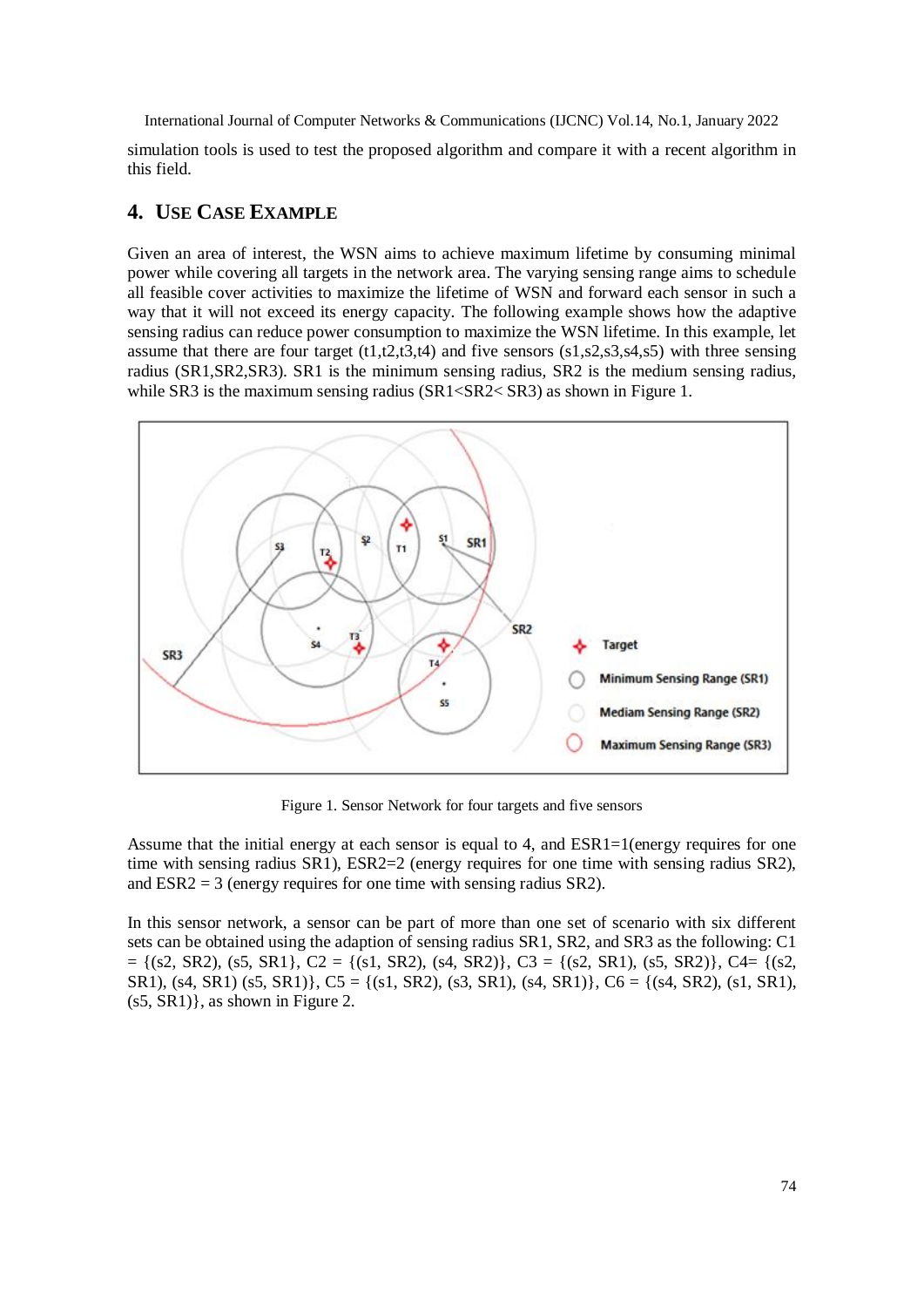simulation tools is used to test the proposed algorithm and compare it with a recent algorithm in this field.

## 4. Use Case Example

Given an area of interest, the WSN aims to achieve maximum lifetime by consuming minimal power while covering all targets in the network area. The varying sensing range aims to schedule all feasible cover activities to maximize the lifetime of WSN and forward each sensor in such a way that it will not exceed its energy capacity. The following example shows how the adaptive sensing radius can reduce power consumption to maximize the WSN lifetime. In this example, let assume that there are four target (t1,t2,t3,t4) and five sensors (s1,s2,s3,s4,s5) with three sensing radius (SR1,SR2,SR3). SR1 is the minimum sensing radius, SR2 is the medium sensing radius, while SR3 is the maximum sensing radius (SR1<SR2< SR3) as shown in Figure 1.

Figure 1. Sensor Network for four targets and five sensors

Assume that the initial energy at each sensor is equal to 4, and ESR1=1(energy requires for one time with sensing radius SR1), ESR2=2 (energy requires for one time with sensing radius SR2), and ESR2 = 3 (energy requires for one time with sensing radius SR2).

In this sensor network, a sensor can be part of more than one set of scenario with six different sets can be obtained using the adaption of sensing radius SR1, SR2, and SR3 as the following: C1 = {(s2, SR2), (s5, SR1}, C2 = {(s1, SR2), (s4, SR2)}, C3 = {(s2, SR1), (s5, SR2)}, C4= {(s2, SR1), (s4, SR1) (s5, SR1)}, C5 = {(s1, SR2), (s3, SR1), (s4, SR1)}, C6 = {(s4, SR2), (s1, SR1), (s5, SR1)}, as shown in Figure 2.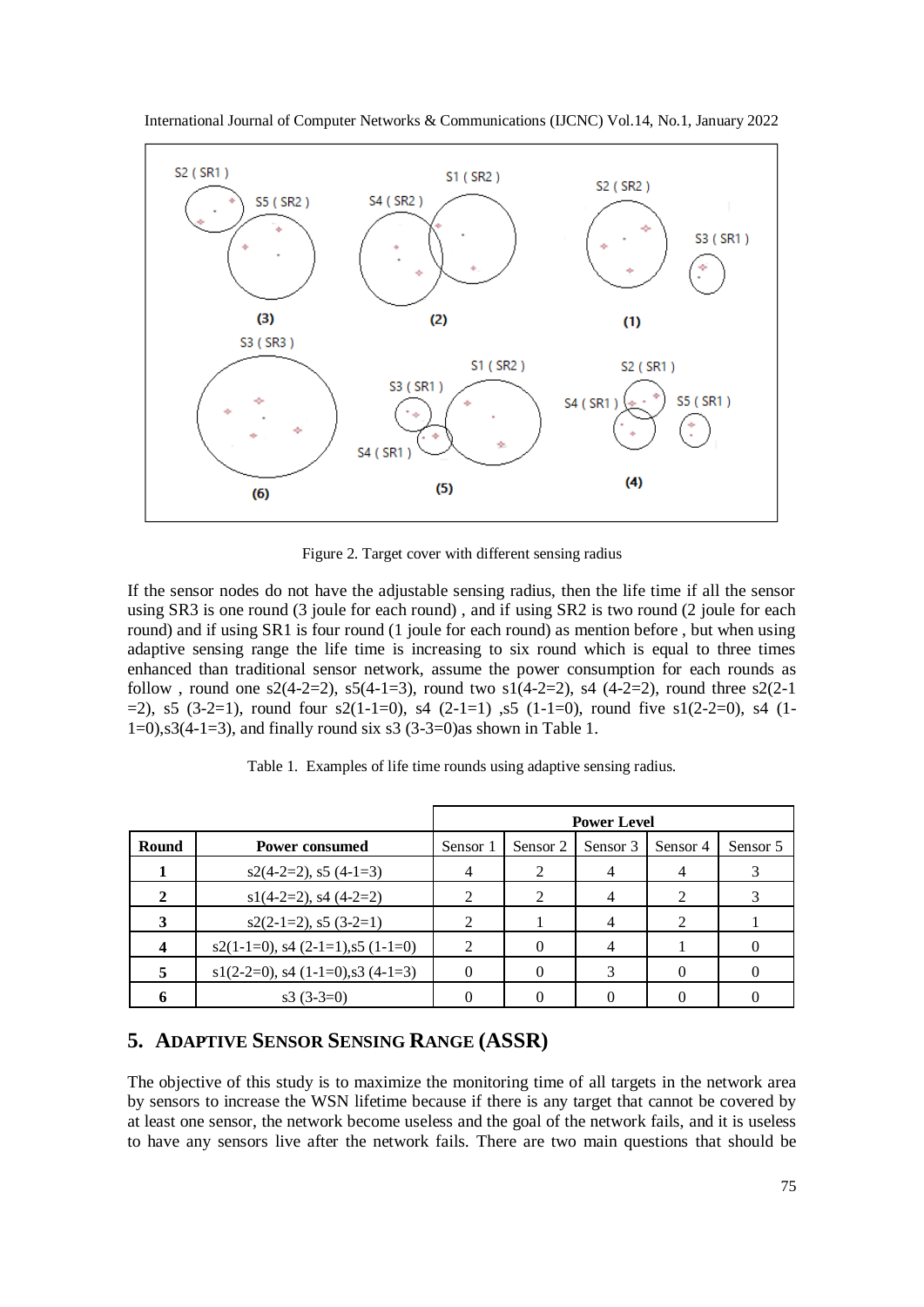Figure 2. Target cover with different sensing radius

If the sensor nodes do not have the adjustable sensing radius, then the life time if all the sensor using SR3 is one round (3 joule for each round) , and if using SR2 is two round (2 joule for each round) and if using SR1 is four round (1 joule for each round) as mention before , but when using adaptive sensing range the life time is increasing to six round which is equal to three times enhanced than traditional sensor network, assume the power consumption for each rounds as follow , round one s2(4-2=2), s5(4-1=3), round two s1(4-2=2), s4 (4-2=2), round three s2(2-1 =2), s5 (3-2=1), round four s2(1-1=0), s4 (2-1=1) ,s5 (1-1=0), round five s1(2-2=0), s4 (1-1=0),s3(4-1=3), and finally round six s3 (3-3=0)as shown in Table 1.

Table 1. Examples of life time rounds using adaptive sensing radius.

| Round | Power consumed | Power Level | | | | |
|---|---|---|---|---|---|---|
| | | Sensor 1 | Sensor 2 | Sensor 3 | Sensor 4 | Sensor 5 |
| **1** | s2(4-2=2), s5 (4-1=3) | 4 | 2 | 4 | 4 | 3 |
| **2** | s1(4-2=2), s4 (4-2=2) | 2 | 2 | 4 | 2 | 3 |
| **3** | s2(2-1=2), s5 (3-2=1) | 2 | 1 | 4 | 2 | 1 |
| **4** | s2(1-1=0), s4 (2-1=1),s5 (1-1=0) | 2 | 0 | 4 | 1 | 0 |
| **5** | s1(2-2=0), s4 (1-1=0),s3 (4-1=3) | 0 | 0 | 3 | 0 | 0 |
| **6** | s3 (3-3=0) | 0 | 0 | 0 | 0 | 0 |

## 5. ADAPTIVE SENSOR SENSING RANGE (ASSR)

The objective of this study is to maximize the monitoring time of all targets in the network area by sensors to increase the WSN lifetime because if there is any target that cannot be covered by at least one sensor, the network become useless and the goal of the network fails, and it is useless to have any sensors live after the network fails. There are two main questions that should be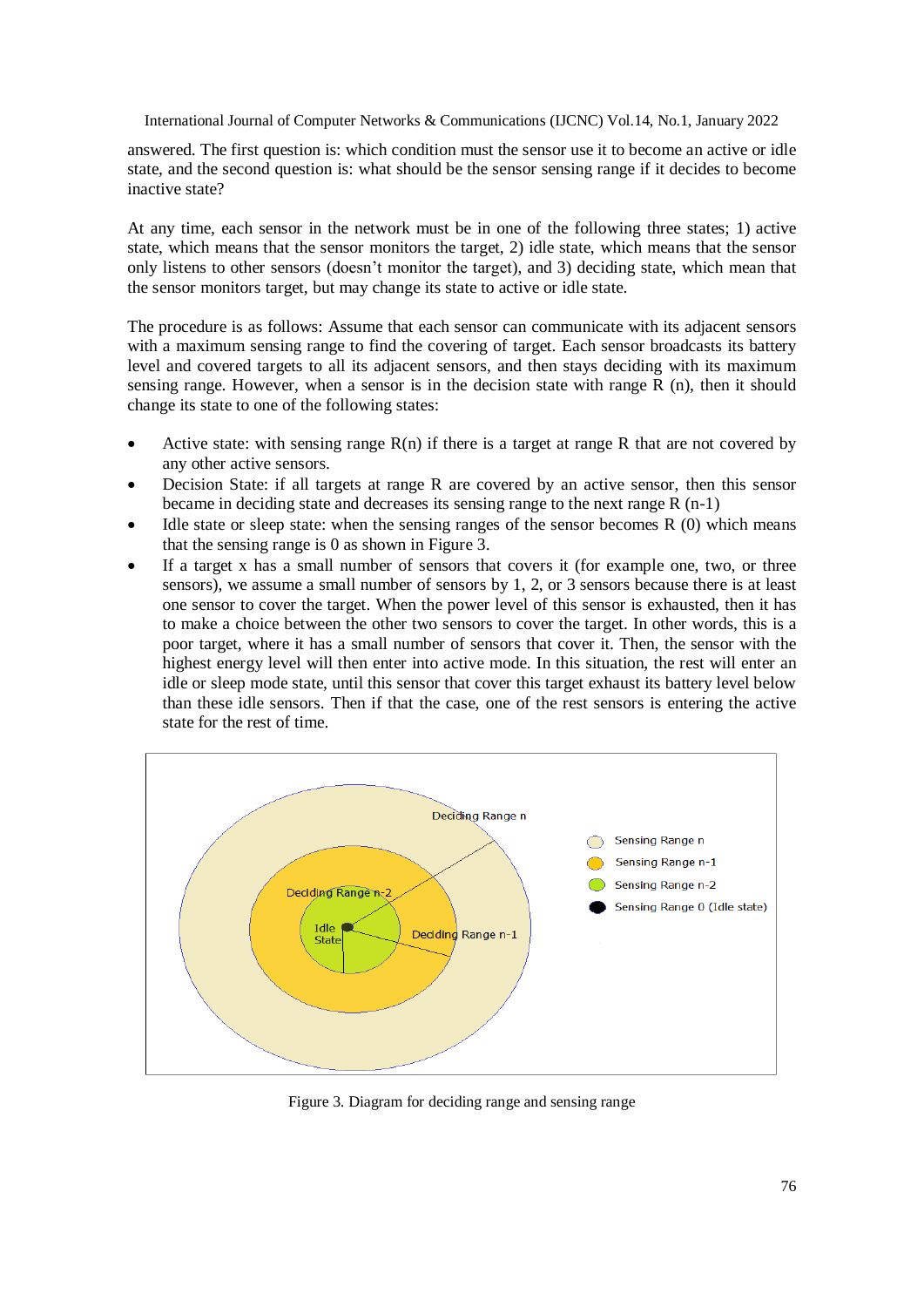answered. The first question is: which condition must the sensor use it to become an active or idle state, and the second question is: what should be the sensor sensing range if it decides to become inactive state?

At any time, each sensor in the network must be in one of the following three states; 1) active state, which means that the sensor monitors the target, 2) idle state, which means that the sensor only listens to other sensors (doesn't monitor the target), and 3) deciding state, which mean that the sensor monitors target, but may change its state to active or idle state.

The procedure is as follows: Assume that each sensor can communicate with its adjacent sensors with a maximum sensing range to find the covering of target. Each sensor broadcasts its battery level and covered targets to all its adjacent sensors, and then stays deciding with its maximum sensing range. However, when a sensor is in the decision state with range R (n), then it should change its state to one of the following states:

- Active state: with sensing range R(n) if there is a target at range R that are not covered by any other active sensors.
- Decision State: if all targets at range R are covered by an active sensor, then this sensor became in deciding state and decreases its sensing range to the next range R (n-1)
- Idle state or sleep state: when the sensing ranges of the sensor becomes R (0) which means that the sensing range is 0 as shown in Figure 3.
- If a target x has a small number of sensors that covers it (for example one, two, or three sensors), we assume a small number of sensors by 1, 2, or 3 sensors because there is at least one sensor to cover the target. When the power level of this sensor is exhausted, then it has to make a choice between the other two sensors to cover the target. In other words, this is a poor target, where it has a small number of sensors that cover it. Then, the sensor with the highest energy level will then enter into active mode. In this situation, the rest will enter an idle or sleep mode state, until this sensor that cover this target exhaust its battery level below than these idle sensors. Then if that the case, one of the rest sensors is entering the active state for the rest of time.

Figure 3. Diagram for deciding range and sensing range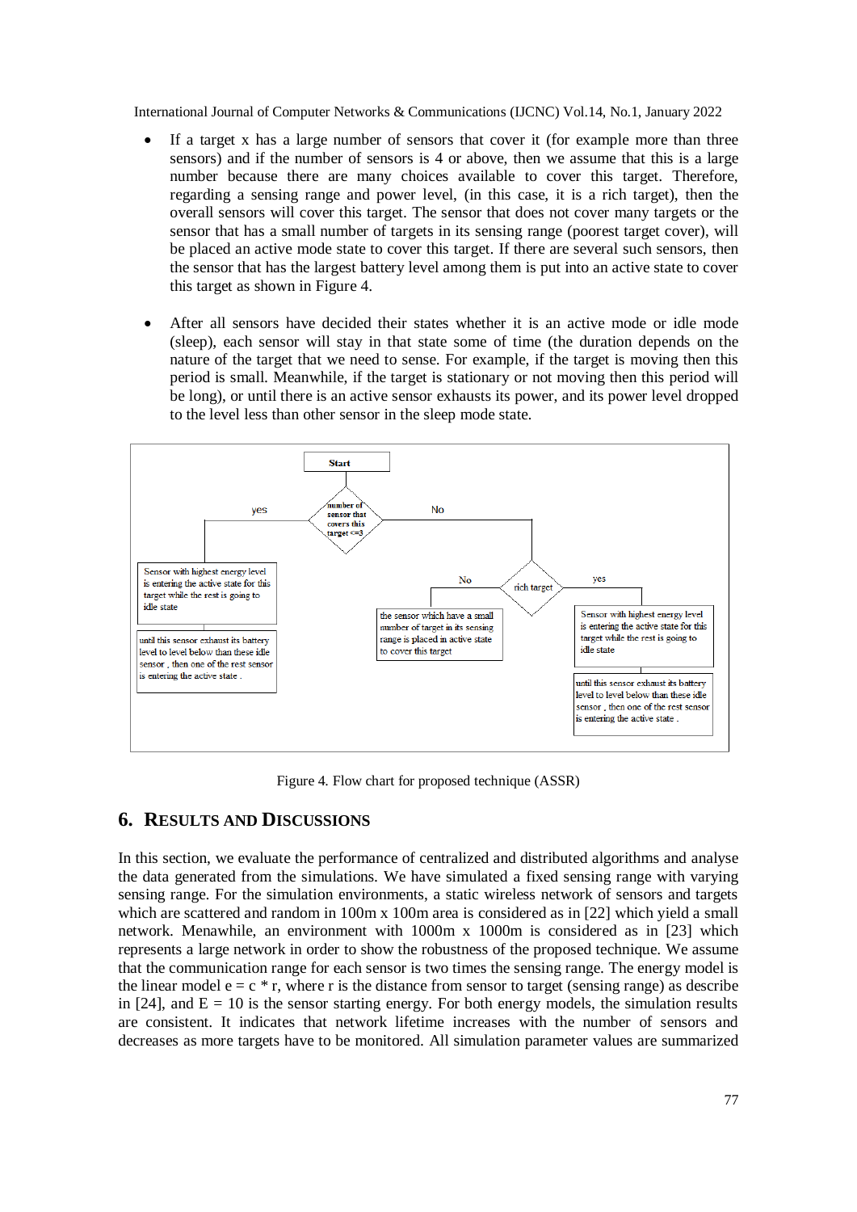- If a target x has a large number of sensors that cover it (for example more than three sensors) and if the number of sensors is 4 or above, then we assume that this is a large number because there are many choices available to cover this target. Therefore, regarding a sensing range and power level, (in this case, it is a rich target), then the overall sensors will cover this target. The sensor that does not cover many targets or the sensor that has a small number of targets in its sensing range (poorest target cover), will be placed an active mode state to cover this target. If there are several such sensors, then the sensor that has the largest battery level among them is put into an active state to cover this target as shown in Figure 4.

- After all sensors have decided their states whether it is an active mode or idle mode (sleep), each sensor will stay in that state some of time (the duration depends on the nature of the target that we need to sense. For example, if the target is moving then this period is small. Meanwhile, if the target is stationary or not moving then this period will be long), or until there is an active sensor exhausts its power, and its power level dropped to the level less than other sensor in the sleep mode state.

Figure 4. Flow chart for proposed technique (ASSR)

## 6. RESULTS AND DISCUSSIONS

In this section, we evaluate the performance of centralized and distributed algorithms and analyse the data generated from the simulations. We have simulated a fixed sensing range with varying sensing range. For the simulation environments, a static wireless network of sensors and targets which are scattered and random in 100m x 100m area is considered as in [22] which yield a small network. Menawhile, an environment with 1000m x 1000m is considered as in [23] which represents a large network in order to show the robustness of the proposed technique. We assume that the communication range for each sensor is two times the sensing range. The energy model is the linear model $e = c * r$, where r is the distance from sensor to target (sensing range) as describe in [24], and $E = 10$ is the sensor starting energy. For both energy models, the simulation results are consistent. It indicates that network lifetime increases with the number of sensors and decreases as more targets have to be monitored. All simulation parameter values are summarized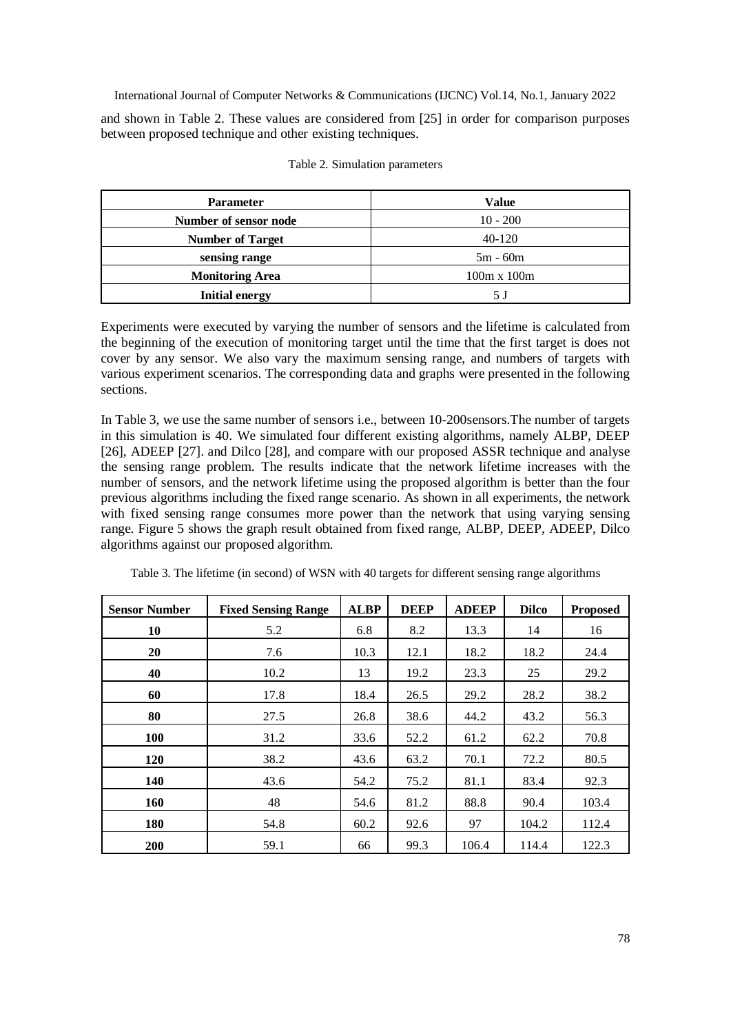and shown in Table 2. These values are considered from [25] in order for comparison purposes between proposed technique and other existing techniques.

Table 2. Simulation parameters

| Parameter | Value |
|---|---|
| **Number of sensor node** | 10 - 200 |
| **Number of Target** | 40-120 |
| **sensing range** | 5m - 60m |
| **Monitoring Area** | 100m x 100m |
| **Initial energy** | 5 J |

Experiments were executed by varying the number of sensors and the lifetime is calculated from the beginning of the execution of monitoring target until the time that the first target is does not cover by any sensor. We also vary the maximum sensing range, and numbers of targets with various experiment scenarios. The corresponding data and graphs were presented in the following sections.

In Table 3, we use the same number of sensors i.e., between 10-200sensors.The number of targets in this simulation is 40. We simulated four different existing algorithms, namely ALBP, DEEP [26], ADEEP [27]. and Dilco [28], and compare with our proposed ASSR technique and analyse the sensing range problem. The results indicate that the network lifetime increases with the number of sensors, and the network lifetime using the proposed algorithm is better than the four previous algorithms including the fixed range scenario. As shown in all experiments, the network with fixed sensing range consumes more power than the network that using varying sensing range. Figure 5 shows the graph result obtained from fixed range, ALBP, DEEP, ADEEP, Dilco algorithms against our proposed algorithm.

Table 3. The lifetime (in second) of WSN with 40 targets for different sensing range algorithms

| Sensor Number | Fixed Sensing Range | ALBP | DEEP | ADEEP | Dilco | Proposed |
|---|---|---|---|---|---|---|
| **10** | 5.2 | 6.8 | 8.2 | 13.3 | 14 | 16 |
| **20** | 7.6 | 10.3 | 12.1 | 18.2 | 18.2 | 24.4 |
| **40** | 10.2 | 13 | 19.2 | 23.3 | 25 | 29.2 |
| **60** | 17.8 | 18.4 | 26.5 | 29.2 | 28.2 | 38.2 |
| **80** | 27.5 | 26.8 | 38.6 | 44.2 | 43.2 | 56.3 |
| **100** | 31.2 | 33.6 | 52.2 | 61.2 | 62.2 | 70.8 |
| **120** | 38.2 | 43.6 | 63.2 | 70.1 | 72.2 | 80.5 |
| **140** | 43.6 | 54.2 | 75.2 | 81.1 | 83.4 | 92.3 |
| **160** | 48 | 54.6 | 81.2 | 88.8 | 90.4 | 103.4 |
| **180** | 54.8 | 60.2 | 92.6 | 97 | 104.2 | 112.4 |
| **200** | 59.1 | 66 | 99.3 | 106.4 | 114.4 | 122.3 |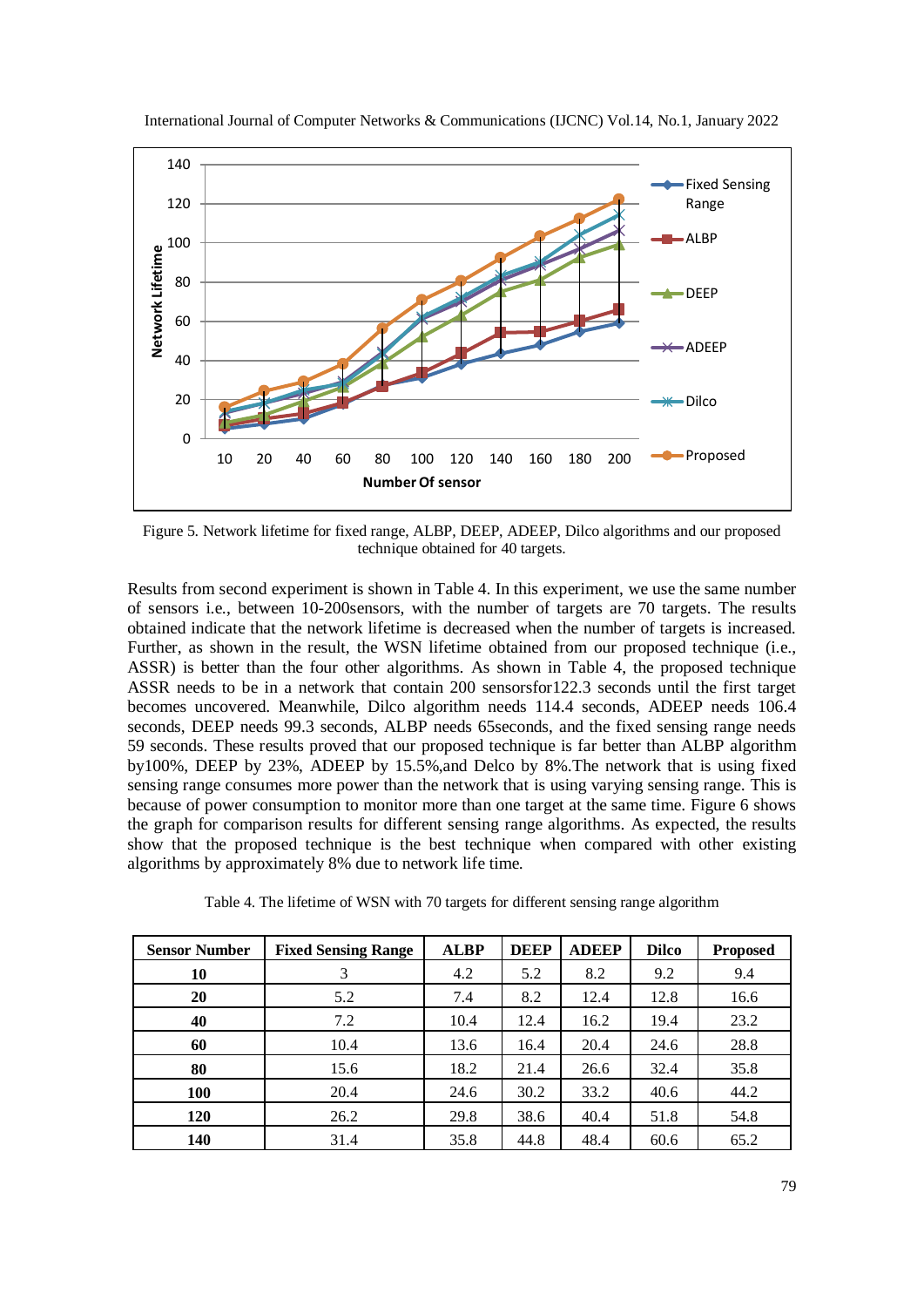Figure 5. Network lifetime for fixed range, ALBP, DEEP, ADEEP, Dilco algorithms and our proposed technique obtained for 40 targets.

Results from second experiment is shown in Table 4. In this experiment, we use the same number of sensors i.e., between 10-200sensors, with the number of targets are 70 targets. The results obtained indicate that the network lifetime is decreased when the number of targets is increased. Further, as shown in the result, the WSN lifetime obtained from our proposed technique (i.e., ASSR) is better than the four other algorithms. As shown in Table 4, the proposed technique ASSR needs to be in a network that contain 200 sensorsfor122.3 seconds until the first target becomes uncovered. Meanwhile, Dilco algorithm needs 114.4 seconds, ADEEP needs 106.4 seconds, DEEP needs 99.3 seconds, ALBP needs 65seconds, and the fixed sensing range needs 59 seconds. These results proved that our proposed technique is far better than ALBP algorithm by100%, DEEP by 23%, ADEEP by 15.5%,and Delco by 8%.The network that is using fixed sensing range consumes more power than the network that is using varying sensing range. This is because of power consumption to monitor more than one target at the same time. Figure 6 shows the graph for comparison results for different sensing range algorithms. As expected, the results show that the proposed technique is the best technique when compared with other existing algorithms by approximately 8% due to network life time.

Table 4. The lifetime of WSN with 70 targets for different sensing range algorithm

| Sensor Number | Fixed Sensing Range | ALBP | DEEP | ADEEP | Dilco | Proposed |
|---|---|---|---|---|---|---|
| **10** | 3 | 4.2 | 5.2 | 8.2 | 9.2 | 9.4 |
| **20** | 5.2 | 7.4 | 8.2 | 12.4 | 12.8 | 16.6 |
| **40** | 7.2 | 10.4 | 12.4 | 16.2 | 19.4 | 23.2 |
| **60** | 10.4 | 13.6 | 16.4 | 20.4 | 24.6 | 28.8 |
| **80** | 15.6 | 18.2 | 21.4 | 26.6 | 32.4 | 35.8 |
| **100** | 20.4 | 24.6 | 30.2 | 33.2 | 40.6 | 44.2 |
| **120** | 26.2 | 29.8 | 38.6 | 40.4 | 51.8 | 54.8 |
| **140** | 31.4 | 35.8 | 44.8 | 48.4 | 60.6 | 65.2 |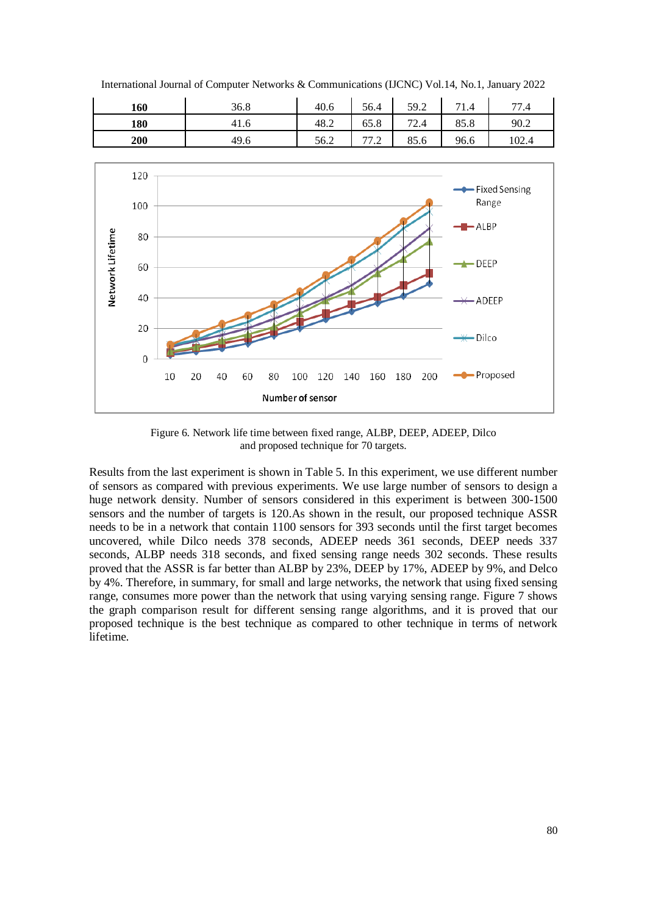| 160 | 36.8 | 40.6 | 56.4 | 59.2 | 71.4 | 77.4 |
|---|---|---|---|---|---|---|
| 180 | 41.6 | 48.2 | 65.8 | 72.4 | 85.8 | 90.2 |
| 200 | 49.6 | 56.2 | 77.2 | 85.6 | 96.6 | 102.4 |

Figure 6. Network life time between fixed range, ALBP, DEEP, ADEEP, Dilco and proposed technique for 70 targets.

Results from the last experiment is shown in Table 5. In this experiment, we use different number of sensors as compared with previous experiments. We use large number of sensors to design a huge network density. Number of sensors considered in this experiment is between 300-1500 sensors and the number of targets is 120.As shown in the result, our proposed technique ASSR needs to be in a network that contain 1100 sensors for 393 seconds until the first target becomes uncovered, while Dilco needs 378 seconds, ADEEP needs 361 seconds, DEEP needs 337 seconds, ALBP needs 318 seconds, and fixed sensing range needs 302 seconds. These results proved that the ASSR is far better than ALBP by 23%, DEEP by 17%, ADEEP by 9%, and Delco by 4%. Therefore, in summary, for small and large networks, the network that using fixed sensing range, consumes more power than the network that using varying sensing range. Figure 7 shows the graph comparison result for different sensing range algorithms, and it is proved that our proposed technique is the best technique as compared to other technique in terms of network lifetime.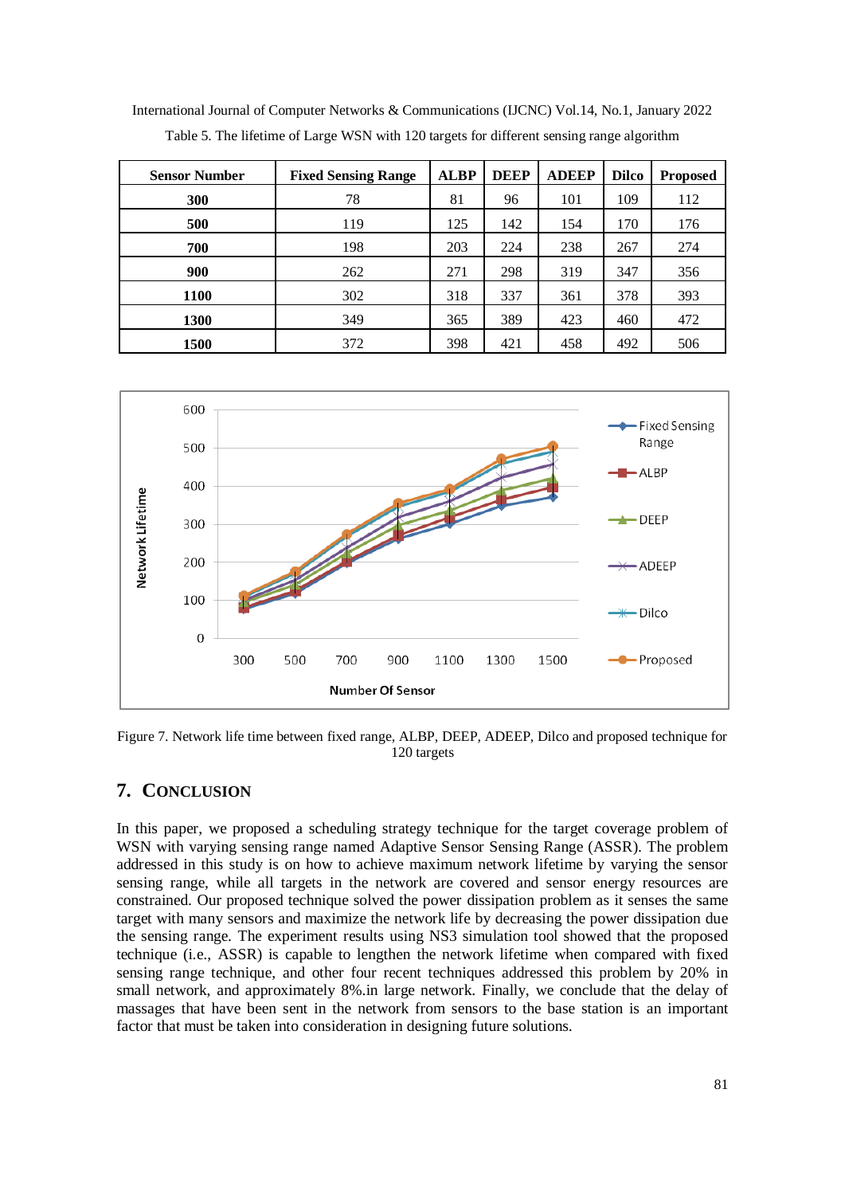Table 5. The lifetime of Large WSN with 120 targets for different sensing range algorithm

| Sensor Number | Fixed Sensing Range | ALBP | DEEP | ADEEP | Dilco | Proposed |
|---|---|---|---|---|---|---|
| **300** | 78 | 81 | 96 | 101 | 109 | 112 |
| **500** | 119 | 125 | 142 | 154 | 170 | 176 |
| **700** | 198 | 203 | 224 | 238 | 267 | 274 |
| **900** | 262 | 271 | 298 | 319 | 347 | 356 |
| **1100** | 302 | 318 | 337 | 361 | 378 | 393 |
| **1300** | 349 | 365 | 389 | 423 | 460 | 472 |
| **1500** | 372 | 398 | 421 | 458 | 492 | 506 |

Figure 7. Network life time between fixed range, ALBP, DEEP, ADEEP, Dilco and proposed technique for 120 targets

## 7. CONCLUSION

In this paper, we proposed a scheduling strategy technique for the target coverage problem of WSN with varying sensing range named Adaptive Sensor Sensing Range (ASSR). The problem addressed in this study is on how to achieve maximum network lifetime by varying the sensor sensing range, while all targets in the network are covered and sensor energy resources are constrained. Our proposed technique solved the power dissipation problem as it senses the same target with many sensors and maximize the network life by decreasing the power dissipation due the sensing range. The experiment results using NS3 simulation tool showed that the proposed technique (i.e., ASSR) is capable to lengthen the network lifetime when compared with fixed sensing range technique, and other four recent techniques addressed this problem by 20% in small network, and approximately 8%.in large network. Finally, we conclude that the delay of massages that have been sent in the network from sensors to the base station is an important factor that must be taken into consideration in designing future solutions.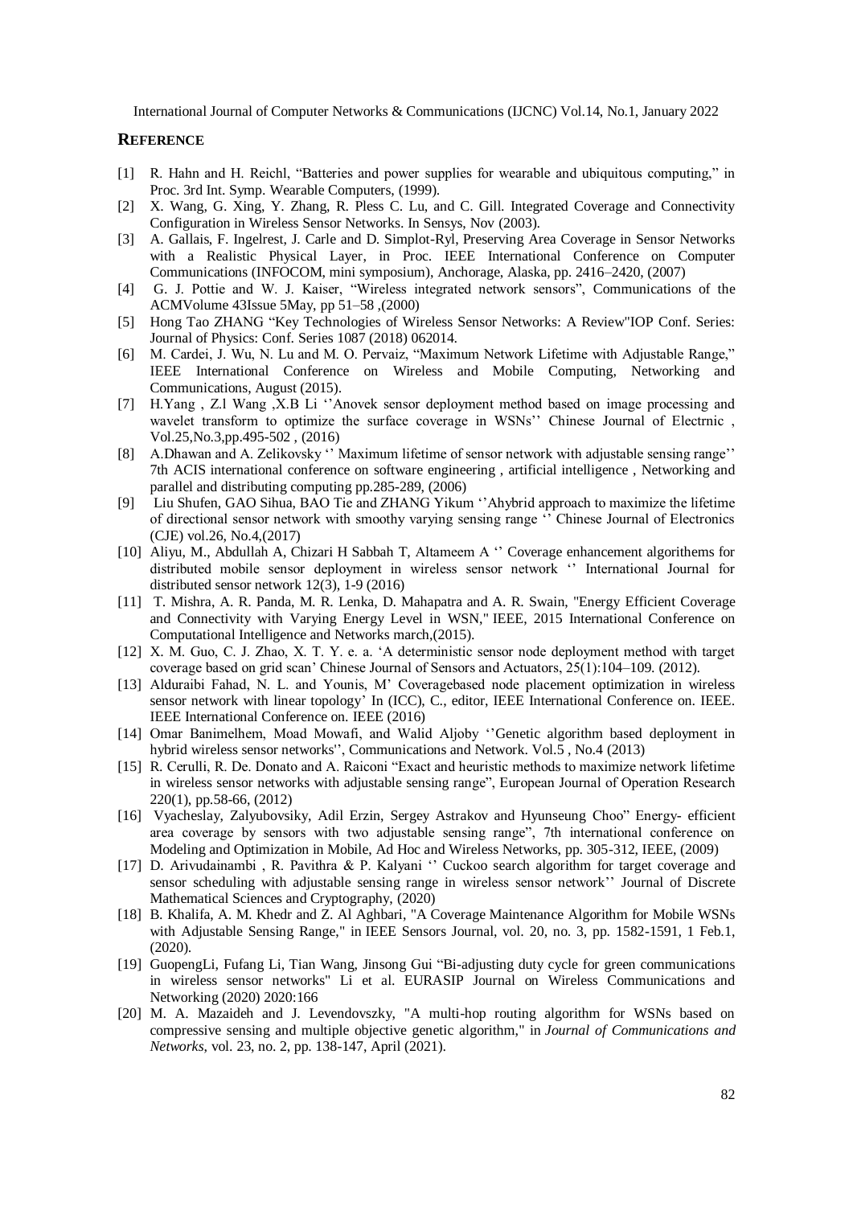## REFERENCE

[1] R. Hahn and H. Reichl, "Batteries and power supplies for wearable and ubiquitous computing," in Proc. 3rd Int. Symp. Wearable Computers, (1999).

[2] X. Wang, G. Xing, Y. Zhang, R. Pless C. Lu, and C. Gill. Integrated Coverage and Connectivity Configuration in Wireless Sensor Networks. In Sensys, Nov (2003).

[3] A. Gallais, F. Ingelrest, J. Carle and D. Simplot-Ryl, Preserving Area Coverage in Sensor Networks with a Realistic Physical Layer, in Proc. IEEE International Conference on Computer Communications (INFOCOM, mini symposium), Anchorage, Alaska, pp. 2416–2420, (2007)

[4] G. J. Pottie and W. J. Kaiser, "Wireless integrated network sensors", Communications of the ACMVolume 43Issue 5May, pp 51–58 ,(2000)

[5] Hong Tao ZHANG "Key Technologies of Wireless Sensor Networks: A Review"IOP Conf. Series: Journal of Physics: Conf. Series 1087 (2018) 062014.

[6] M. Cardei, J. Wu, N. Lu and M. O. Pervaiz, "Maximum Network Lifetime with Adjustable Range," IEEE International Conference on Wireless and Mobile Computing, Networking and Communications, August (2015).

[7] H.Yang , Z.l Wang ,X.B Li ''Anovek sensor deployment method based on image processing and wavelet transform to optimize the surface coverage in WSNs'' Chinese Journal of Electrnic , Vol.25,No.3,pp.495-502 , (2016)

[8] A.Dhawan and A. Zelikovsky '' Maximum lifetime of sensor network with adjustable sensing range'' 7th ACIS international conference on software engineering , artificial intelligence , Networking and parallel and distributing computing pp.285-289, (2006)

[9] Liu Shufen, GAO Sihua, BAO Tie and ZHANG Yikum ''Ahybrid approach to maximize the lifetime of directional sensor network with smoothy varying sensing range '' Chinese Journal of Electronics (CJE) vol.26, No.4,(2017)

[10] Aliyu, M., Abdullah A, Chizari H Sabbah T, Altameem A '' Coverage enhancement algorithems for distributed mobile sensor deployment in wireless sensor network '' International Journal for distributed sensor network 12(3), 1-9 (2016)

[11] T. Mishra, A. R. Panda, M. R. Lenka, D. Mahapatra and A. R. Swain, "Energy Efficient Coverage and Connectivity with Varying Energy Level in WSN," IEEE, 2015 International Conference on Computational Intelligence and Networks march,(2015).

[12] X. M. Guo, C. J. Zhao, X. T. Y. e. a. 'A deterministic sensor node deployment method with target coverage based on grid scan' Chinese Journal of Sensors and Actuators, 25(1):104–109. (2012).

[13] Alduraibi Fahad, N. L. and Younis, M' Coveragebased node placement optimization in wireless sensor network with linear topology' In (ICC), C., editor, IEEE International Conference on. IEEE. IEEE International Conference on. IEEE (2016)

[14] Omar Banimelhem, Moad Mowafi, and Walid Aljoby ''Genetic algorithm based deployment in hybrid wireless sensor networks'', Communications and Network. Vol.5 , No.4 (2013)

[15] R. Cerulli, R. De. Donato and A. Raiconi "Exact and heuristic methods to maximize network lifetime in wireless sensor networks with adjustable sensing range", European Journal of Operation Research 220(1), pp.58-66, (2012)

[16] Vyacheslay, Zalyubovsiky, Adil Erzin, Sergey Astrakov and Hyunseung Choo" Energy- efficient area coverage by sensors with two adjustable sensing range", 7th international conference on Modeling and Optimization in Mobile, Ad Hoc and Wireless Networks, pp. 305-312, IEEE, (2009)

[17] D. Arivudainambi , R. Pavithra & P. Kalyani '' Cuckoo search algorithm for target coverage and sensor scheduling with adjustable sensing range in wireless sensor network'' Journal of Discrete Mathematical Sciences and Cryptography, (2020)

[18] B. Khalifa, A. M. Khedr and Z. Al Aghbari, "A Coverage Maintenance Algorithm for Mobile WSNs with Adjustable Sensing Range," in IEEE Sensors Journal, vol. 20, no. 3, pp. 1582-1591, 1 Feb.1, (2020).

[19] GuopengLi, Fufang Li, Tian Wang, Jinsong Gui "Bi-adjusting duty cycle for green communications in wireless sensor networks" Li et al. EURASIP Journal on Wireless Communications and Networking (2020) 2020:166

[20] M. A. Mazaideh and J. Levendovszky, "A multi-hop routing algorithm for WSNs based on compressive sensing and multiple objective genetic algorithm," in *Journal of Communications and Networks*, vol. 23, no. 2, pp. 138-147, April (2021).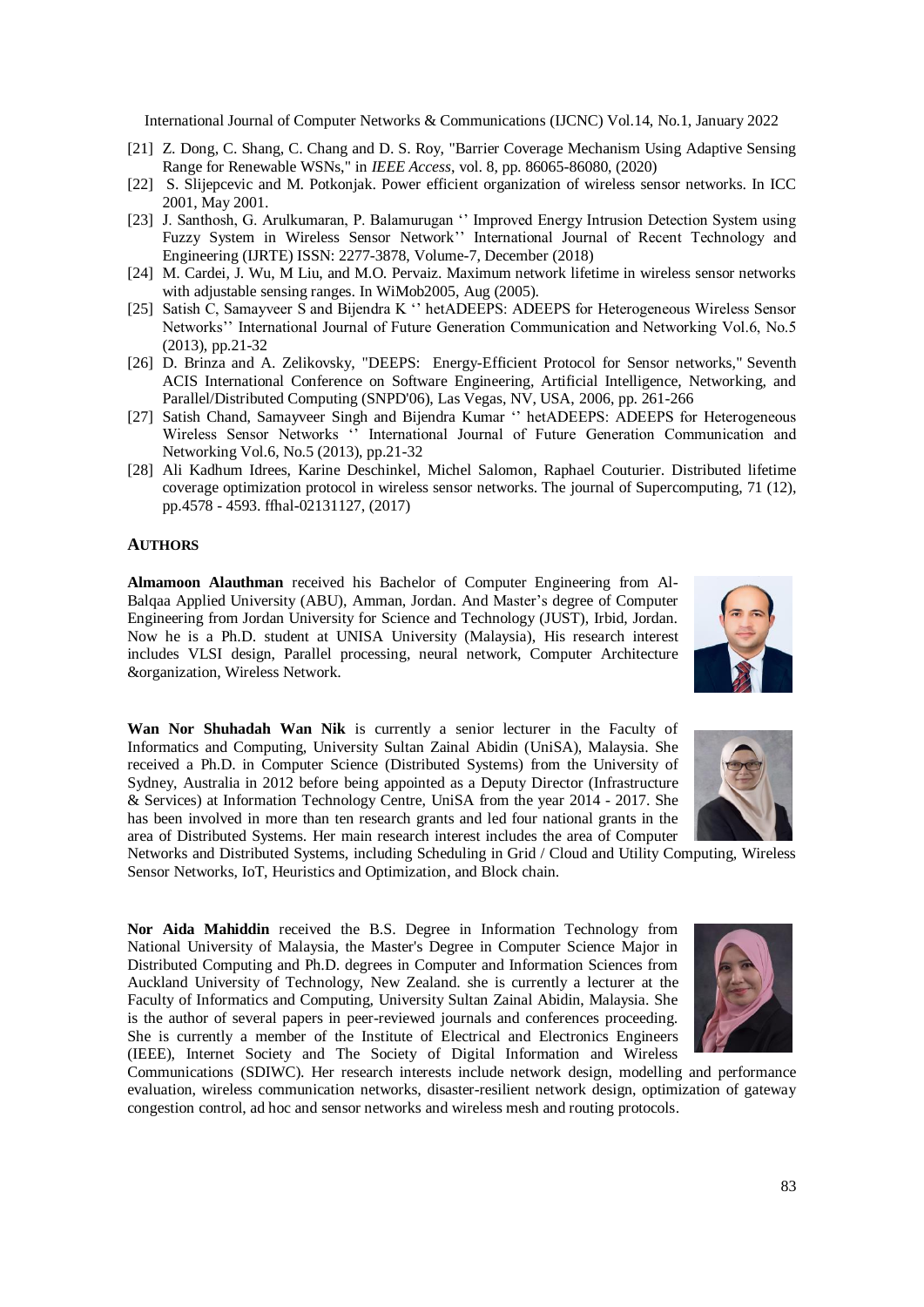[21] Z. Dong, C. Shang, C. Chang and D. S. Roy, "Barrier Coverage Mechanism Using Adaptive Sensing Range for Renewable WSNs," in *IEEE Access*, vol. 8, pp. 86065-86080, (2020)

[22] S. Slijepcevic and M. Potkonjak. Power efficient organization of wireless sensor networks. In ICC 2001, May 2001.

[23] J. Santhosh, G. Arulkumaran, P. Balamurugan '' Improved Energy Intrusion Detection System using Fuzzy System in Wireless Sensor Network'' International Journal of Recent Technology and Engineering (IJRTE) ISSN: 2277-3878, Volume-7, December (2018)

[24] M. Cardei, J. Wu, M Liu, and M.O. Pervaiz. Maximum network lifetime in wireless sensor networks with adjustable sensing ranges. In WiMob2005, Aug (2005).

[25] Satish C, Samayveer S and Bijendra K '' hetADEEPS: ADEEPS for Heterogeneous Wireless Sensor Networks'' International Journal of Future Generation Communication and Networking Vol.6, No.5 (2013), pp.21-32

[26] D. Brinza and A. Zelikovsky, "DEEPS: Energy-Efficient Protocol for Sensor networks," Seventh ACIS International Conference on Software Engineering, Artificial Intelligence, Networking, and Parallel/Distributed Computing (SNPD'06), Las Vegas, NV, USA, 2006, pp. 261-266

[27] Satish Chand, Samayveer Singh and Bijendra Kumar '' hetADEEPS: ADEEPS for Heterogeneous Wireless Sensor Networks '' International Journal of Future Generation Communication and Networking Vol.6, No.5 (2013), pp.21-32

[28] Ali Kadhum Idrees, Karine Deschinkel, Michel Salomon, Raphael Couturier. Distributed lifetime coverage optimization protocol in wireless sensor networks. The journal of Supercomputing, 71 (12), pp.4578 - 4593. ffhal-02131127, (2017)

## AUTHORS

**Almamoon Alauthman** received his Bachelor of Computer Engineering from Al-Balqaa Applied University (ABU), Amman, Jordan. And Master's degree of Computer Engineering from Jordan University for Science and Technology (JUST), Irbid, Jordan. Now he is a Ph.D. student at UNISA University (Malaysia), His research interest includes VLSI design, Parallel processing, neural network, Computer Architecture &organization, Wireless Network.

**Wan Nor Shuhadah Wan Nik** is currently a senior lecturer in the Faculty of Informatics and Computing, University Sultan Zainal Abidin (UniSA), Malaysia. She received a Ph.D. in Computer Science (Distributed Systems) from the University of Sydney, Australia in 2012 before being appointed as a Deputy Director (Infrastructure & Services) at Information Technology Centre, UniSA from the year 2014 - 2017. She has been involved in more than ten research grants and led four national grants in the area of Distributed Systems. Her main research interest includes the area of Computer Networks and Distributed Systems, including Scheduling in Grid / Cloud and Utility Computing, Wireless Sensor Networks, IoT, Heuristics and Optimization, and Block chain.

**Nor Aida Mahiddin** received the B.S. Degree in Information Technology from National University of Malaysia, the Master's Degree in Computer Science Major in Distributed Computing and Ph.D. degrees in Computer and Information Sciences from Auckland University of Technology, New Zealand. she is currently a lecturer at the Faculty of Informatics and Computing, University Sultan Zainal Abidin, Malaysia. She is the author of several papers in peer-reviewed journals and conferences proceeding. She is currently a member of the Institute of Electrical and Electronics Engineers (IEEE), Internet Society and The Society of Digital Information and Wireless Communications (SDIWC). Her research interests include network design, modelling and performance evaluation, wireless communication networks, disaster-resilient network design, optimization of gateway congestion control, ad hoc and sensor networks and wireless mesh and routing protocols.